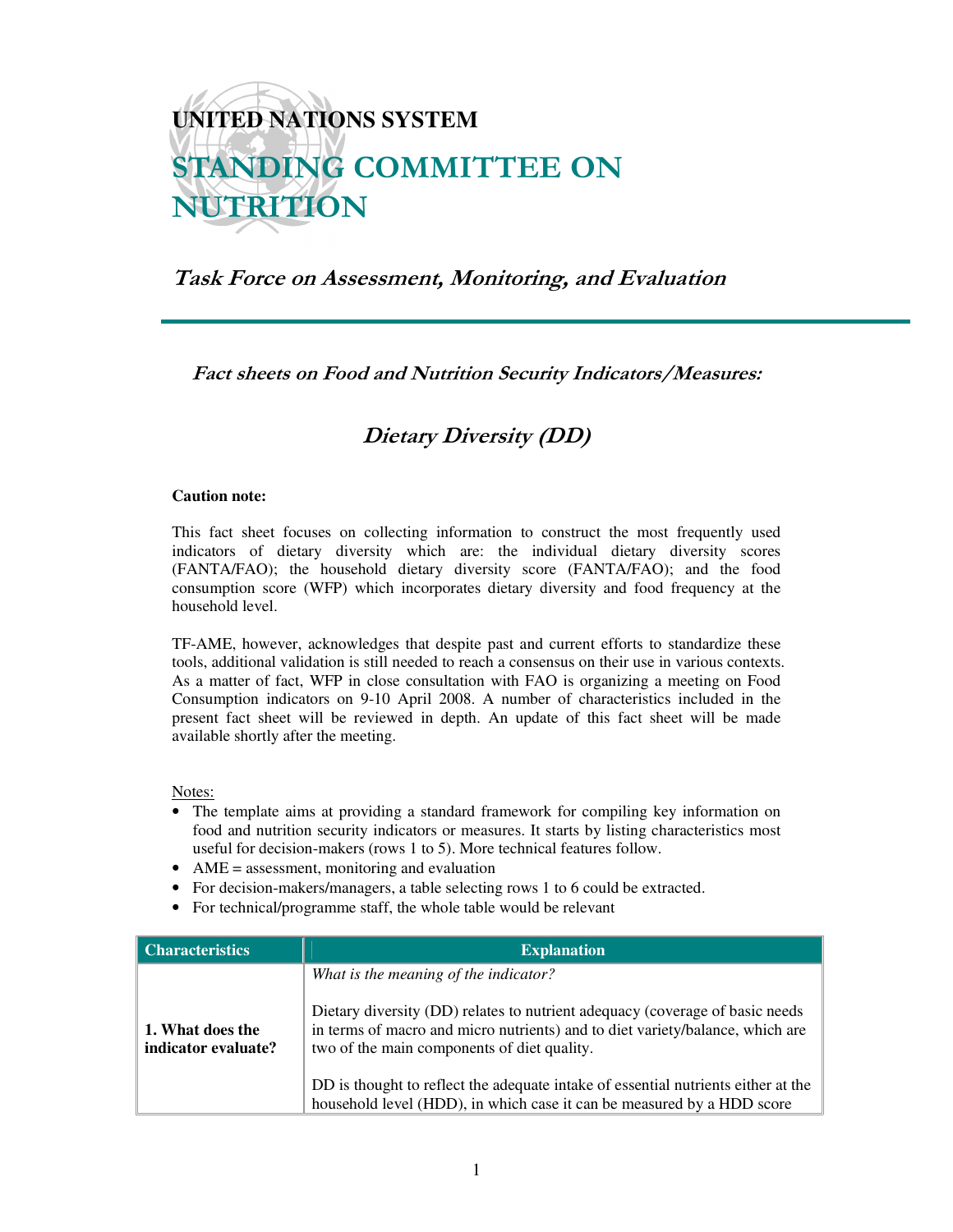# UNITED NATIONS SYSTEM

# STANDING COMMITTEE ON NUTRITION

## *Task Force on Assessment, Monitoring, and Evaluation*

### *Fact sheets on Food and Nutrition Security Indicators/Measures:*

## *Dietary Diversity (DD)*

**Caution note:**

This fact sheet focuses on collecting information to construct the most frequently used indicators of dietary diversity which are: the individual dietary diversity scores (FANTA/FAO); the household dietary diversity score (FANTA/FAO); and the food consumption score (WFP) which incorporates dietary diversity and food frequency at the household level.

TF-AME, however, acknowledges that despite past and current efforts to standardize these tools, additional validation is still needed to reach a consensus on their use in various contexts. As a matter of fact, WFP in close consultation with FAO is organizing a meeting on Food Consumption indicators on 9-10 April 2008. A number of characteristics included in the present fact sheet will be reviewed in depth. An update of this fact sheet will be made available shortly after the meeting.

Notes:

- The template aims at providing a standard framework for compiling key information on food and nutrition security indicators or measures. It starts by listing characteristics most useful for decision-makers (rows 1 to 5). More technical features follow.
- AME = assessment, monitoring and evaluation
- For decision-makers/managers, a table selecting rows 1 to 6 could be extracted.
- For technical/programme staff, the whole table would be relevant

| Characteristics | Explanation |
|---|---|
| **1. What does the indicator evaluate?** | *What is the meaning of the indicator?*<br><br>Dietary diversity (DD) relates to nutrient adequacy (coverage of basic needs in terms of macro and micro nutrients) and to diet variety/balance, which are two of the main components of diet quality.<br><br>DD is thought to reflect the adequate intake of essential nutrients either at the household level (HDD), in which case it can be measured by a HDD score |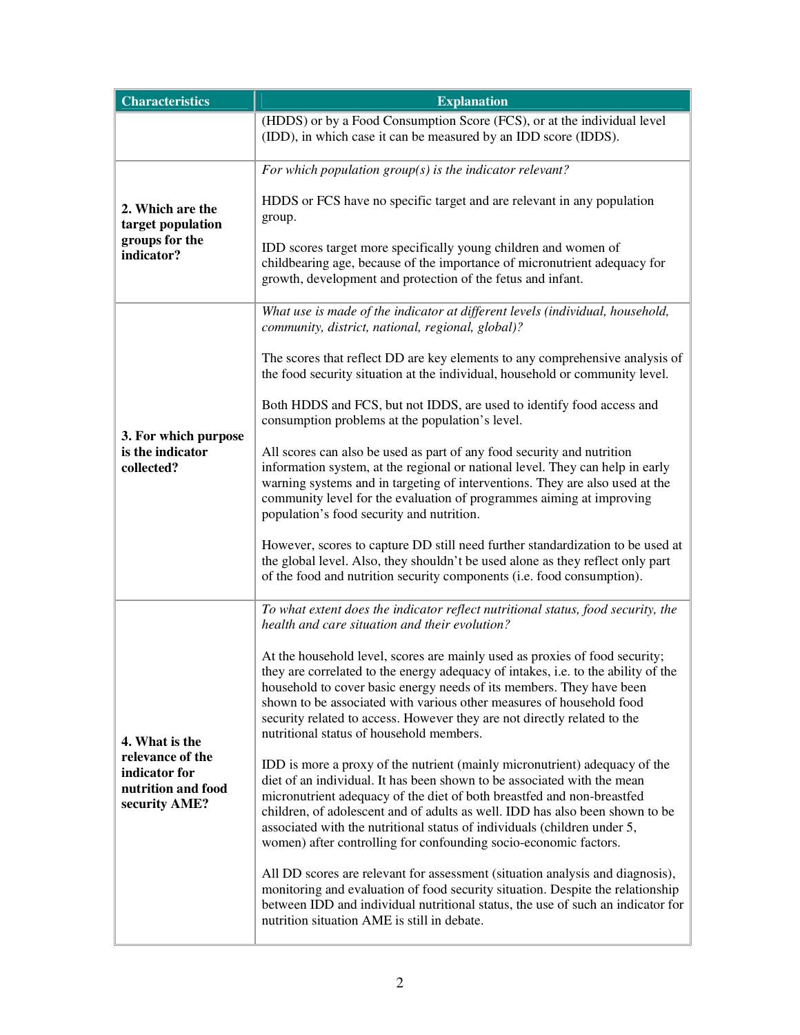| Characteristics | Explanation |
|---|---|
| | (HDDS) or by a Food Consumption Score (FCS), or at the individual level (IDD), in which case it can be measured by an IDD score (IDDS). |
| **2. Which are the target population groups for the indicator?** | *For which population group(s) is the indicator relevant?*<br><br>HDDS or FCS have no specific target and are relevant in any population group.<br><br>IDD scores target more specifically young children and women of childbearing age, because of the importance of micronutrient adequacy for growth, development and protection of the fetus and infant. |
| **3. For which purpose is the indicator collected?** | *What use is made of the indicator at different levels (individual, household, community, district, national, regional, global)?*<br><br>The scores that reflect DD are key elements to any comprehensive analysis of the food security situation at the individual, household or community level.<br><br>Both HDDS and FCS, but not IDDS, are used to identify food access and consumption problems at the population's level.<br><br>All scores can also be used as part of any food security and nutrition information system, at the regional or national level. They can help in early warning systems and in targeting of interventions. They are also used at the community level for the evaluation of programmes aiming at improving population's food security and nutrition.<br><br>However, scores to capture DD still need further standardization to be used at the global level. Also, they shouldn't be used alone as they reflect only part of the food and nutrition security components (i.e. food consumption). |
| **4. What is the relevance of the indicator for nutrition and food security AME?** | *To what extent does the indicator reflect nutritional status, food security, the health and care situation and their evolution?*<br><br>At the household level, scores are mainly used as proxies of food security; they are correlated to the energy adequacy of intakes, i.e. to the ability of the household to cover basic energy needs of its members. They have been shown to be associated with various other measures of household food security related to access. However they are not directly related to the nutritional status of household members.<br><br>IDD is more a proxy of the nutrient (mainly micronutrient) adequacy of the diet of an individual. It has been shown to be associated with the mean micronutrient adequacy of the diet of both breastfed and non-breastfed children, of adolescent and of adults as well. IDD has also been shown to be associated with the nutritional status of individuals (children under 5, women) after controlling for confounding socio-economic factors.<br><br>All DD scores are relevant for assessment (situation analysis and diagnosis), monitoring and evaluation of food security situation. Despite the relationship between IDD and individual nutritional status, the use of such an indicator for nutrition situation AME is still in debate. |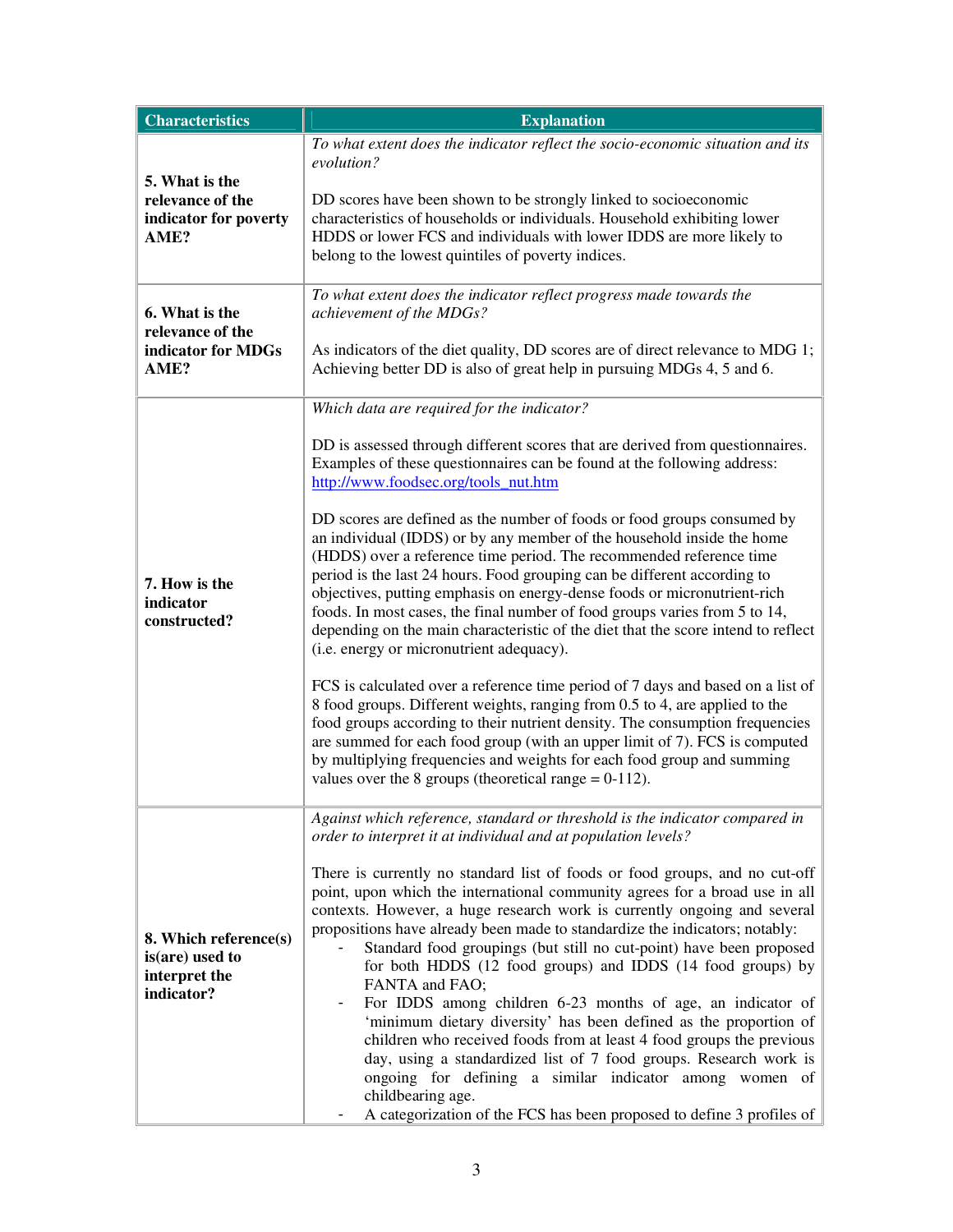| Characteristics | Explanation |
|---|---|
| **5. What is the relevance of the indicator for poverty AME?** | *To what extent does the indicator reflect the socio-economic situation and its evolution?*<br><br>DD scores have been shown to be strongly linked to socioeconomic characteristics of households or individuals. Household exhibiting lower HDDS or lower FCS and individuals with lower IDDS are more likely to belong to the lowest quintiles of poverty indices. |
| **6. What is the relevance of the indicator for MDGs AME?** | *To what extent does the indicator reflect progress made towards the achievement of the MDGs?*<br><br>As indicators of the diet quality, DD scores are of direct relevance to MDG 1; Achieving better DD is also of great help in pursuing MDGs 4, 5 and 6. |
| **7. How is the indicator constructed?** | *Which data are required for the indicator?*<br><br>DD is assessed through different scores that are derived from questionnaires. Examples of these questionnaires can be found at the following address: http://www.foodsec.org/tools_nut.htm<br><br>DD scores are defined as the number of foods or food groups consumed by an individual (IDDS) or by any member of the household inside the home (HDDS) over a reference time period. The recommended reference time period is the last 24 hours. Food grouping can be different according to objectives, putting emphasis on energy-dense foods or micronutrient-rich foods. In most cases, the final number of food groups varies from 5 to 14, depending on the main characteristic of the diet that the score intend to reflect (i.e. energy or micronutrient adequacy).<br><br>FCS is calculated over a reference time period of 7 days and based on a list of 8 food groups. Different weights, ranging from 0.5 to 4, are applied to the food groups according to their nutrient density. The consumption frequencies are summed for each food group (with an upper limit of 7). FCS is computed by multiplying frequencies and weights for each food group and summing values over the 8 groups (theoretical range = 0-112). |
| **8. Which reference(s) is(are) used to interpret the indicator?** | *Against which reference, standard or threshold is the indicator compared in order to interpret it at individual and at population levels?*<br><br>There is currently no standard list of foods or food groups, and no cut-off point, upon which the international community agrees for a broad use in all contexts. However, a huge research work is currently ongoing and several propositions have already been made to standardize the indicators; notably:<br>- Standard food groupings (but still no cut-point) have been proposed for both HDDS (12 food groups) and IDDS (14 food groups) by FANTA and FAO;<br>- For IDDS among children 6-23 months of age, an indicator of 'minimum dietary diversity' has been defined as the proportion of children who received foods from at least 4 food groups the previous day, using a standardized list of 7 food groups. Research work is ongoing for defining a similar indicator among women of childbearing age.<br>- A categorization of the FCS has been proposed to define 3 profiles of |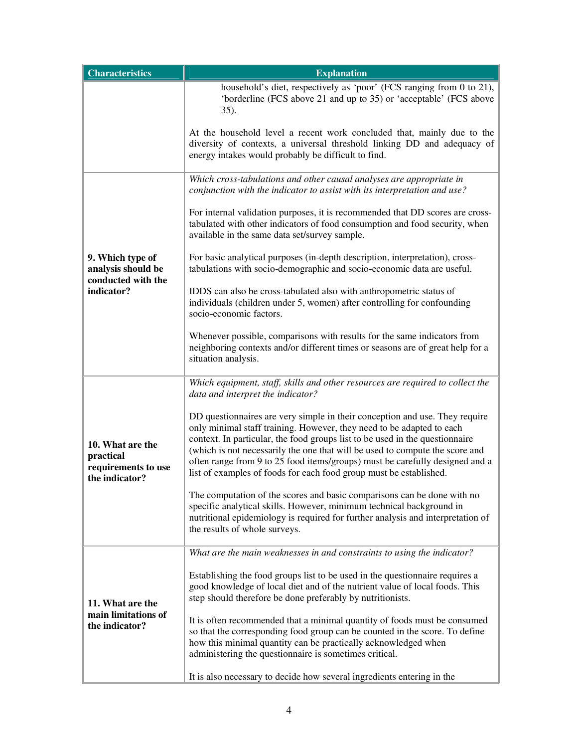| Characteristics | Explanation |
|---|---|
| | household's diet, respectively as 'poor' (FCS ranging from 0 to 21), 'borderline (FCS above 21 and up to 35) or 'acceptable' (FCS above 35).<br><br>At the household level a recent work concluded that, mainly due to the diversity of contexts, a universal threshold linking DD and adequacy of energy intakes would probably be difficult to find. |
| **9. Which type of analysis should be conducted with the indicator?** | *Which cross-tabulations and other causal analyses are appropriate in conjunction with the indicator to assist with its interpretation and use?*<br><br>For internal validation purposes, it is recommended that DD scores are cross-tabulated with other indicators of food consumption and food security, when available in the same data set/survey sample.<br><br>For basic analytical purposes (in-depth description, interpretation), cross-tabulations with socio-demographic and socio-economic data are useful.<br><br>IDDS can also be cross-tabulated also with anthropometric status of individuals (children under 5, women) after controlling for confounding socio-economic factors.<br><br>Whenever possible, comparisons with results for the same indicators from neighboring contexts and/or different times or seasons are of great help for a situation analysis. |
| **10. What are the practical requirements to use the indicator?** | *Which equipment, staff, skills and other resources are required to collect the data and interpret the indicator?*<br><br>DD questionnaires are very simple in their conception and use. They require only minimal staff training. However, they need to be adapted to each context. In particular, the food groups list to be used in the questionnaire (which is not necessarily the one that will be used to compute the score and often range from 9 to 25 food items/groups) must be carefully designed and a list of examples of foods for each food group must be established.<br><br>The computation of the scores and basic comparisons can be done with no specific analytical skills. However, minimum technical background in nutritional epidemiology is required for further analysis and interpretation of the results of whole surveys. |
| **11. What are the main limitations of the indicator?** | *What are the main weaknesses in and constraints to using the indicator?*<br><br>Establishing the food groups list to be used in the questionnaire requires a good knowledge of local diet and of the nutrient value of local foods. This step should therefore be done preferably by nutritionists.<br><br>It is often recommended that a minimal quantity of foods must be consumed so that the corresponding food group can be counted in the score. To define how this minimal quantity can be practically acknowledged when administering the questionnaire is sometimes critical.<br><br>It is also necessary to decide how several ingredients entering in the |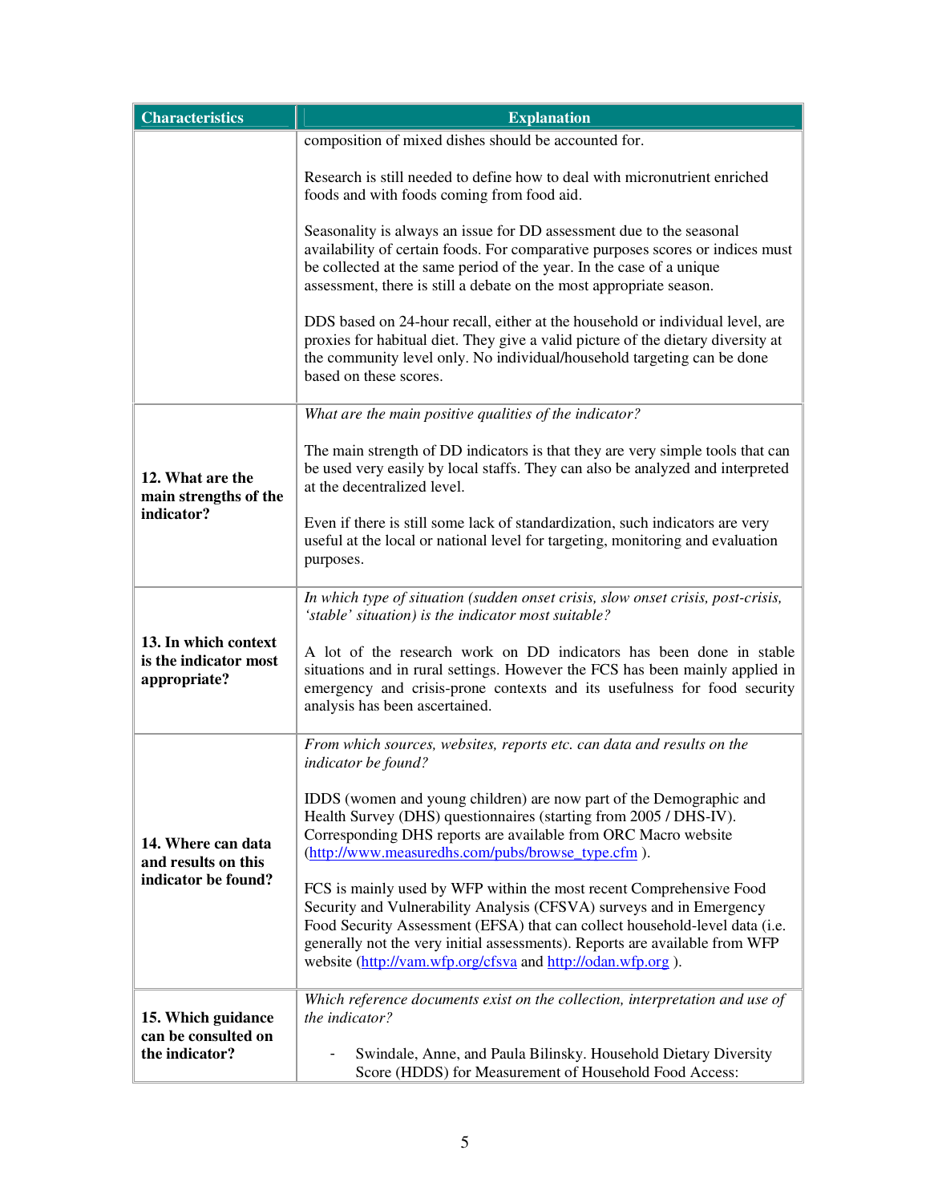| Characteristics | Explanation |
|---|---|
| | composition of mixed dishes should be accounted for.<br><br>Research is still needed to define how to deal with micronutrient enriched foods and with foods coming from food aid.<br><br>Seasonality is always an issue for DD assessment due to the seasonal availability of certain foods. For comparative purposes scores or indices must be collected at the same period of the year. In the case of a unique assessment, there is still a debate on the most appropriate season.<br><br>DDS based on 24-hour recall, either at the household or individual level, are proxies for habitual diet. They give a valid picture of the dietary diversity at the community level only. No individual/household targeting can be done based on these scores. |
| **12. What are the main strengths of the indicator?** | *What are the main positive qualities of the indicator?*<br><br>The main strength of DD indicators is that they are very simple tools that can be used very easily by local staffs. They can also be analyzed and interpreted at the decentralized level.<br><br>Even if there is still some lack of standardization, such indicators are very useful at the local or national level for targeting, monitoring and evaluation purposes. |
| **13. In which context is the indicator most appropriate?** | *In which type of situation (sudden onset crisis, slow onset crisis, post-crisis, 'stable' situation) is the indicator most suitable?*<br><br>A lot of the research work on DD indicators has been done in stable situations and in rural settings. However the FCS has been mainly applied in emergency and crisis-prone contexts and its usefulness for food security analysis has been ascertained. |
| **14. Where can data and results on this indicator be found?** | *From which sources, websites, reports etc. can data and results on the indicator be found?*<br><br>IDDS (women and young children) are now part of the Demographic and Health Survey (DHS) questionnaires (starting from 2005 / DHS-IV). Corresponding DHS reports are available from ORC Macro website (http://www.measuredhs.com/pubs/browse_type.cfm ).<br><br>FCS is mainly used by WFP within the most recent Comprehensive Food Security and Vulnerability Analysis (CFSVA) surveys and in Emergency Food Security Assessment (EFSA) that can collect household-level data (i.e. generally not the very initial assessments). Reports are available from WFP website (http://vam.wfp.org/cfsva and http://odan.wfp.org ). |
| **15. Which guidance can be consulted on the indicator?** | *Which reference documents exist on the collection, interpretation and use of the indicator?*<br><br>- Swindale, Anne, and Paula Bilinsky. Household Dietary Diversity Score (HDDS) for Measurement of Household Food Access: |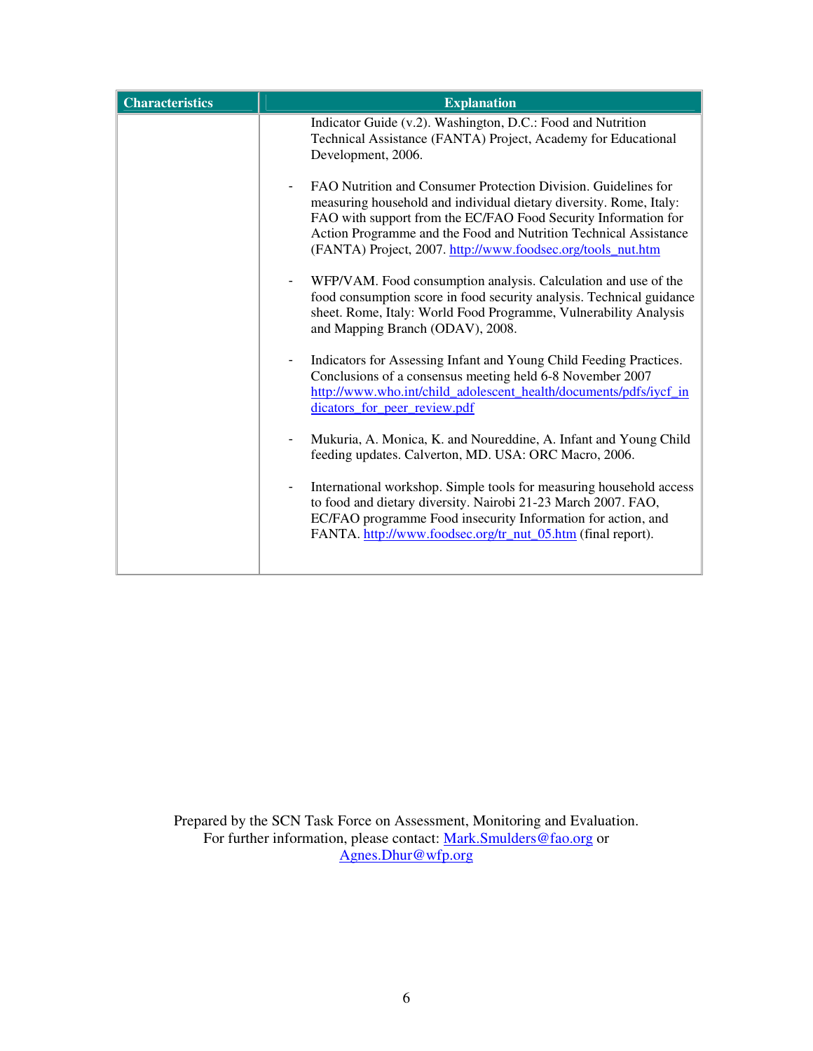| Characteristics | Explanation |
| --- | --- |
| | Indicator Guide (v.2). Washington, D.C.: Food and Nutrition Technical Assistance (FANTA) Project, Academy for Educational Development, 2006.<br><br>- FAO Nutrition and Consumer Protection Division. Guidelines for measuring household and individual dietary diversity. Rome, Italy: FAO with support from the EC/FAO Food Security Information for Action Programme and the Food and Nutrition Technical Assistance (FANTA) Project, 2007. http://www.foodsec.org/tools_nut.htm<br><br>- WFP/VAM. Food consumption analysis. Calculation and use of the food consumption score in food security analysis. Technical guidance sheet. Rome, Italy: World Food Programme, Vulnerability Analysis and Mapping Branch (ODAV), 2008.<br><br>- Indicators for Assessing Infant and Young Child Feeding Practices. Conclusions of a consensus meeting held 6-8 November 2007 http://www.who.int/child_adolescent_health/documents/pdfs/iycf_indicators_for_peer_review.pdf<br><br>- Mukuria, A. Monica, K. and Noureddine, A. Infant and Young Child feeding updates. Calverton, MD. USA: ORC Macro, 2006.<br><br>- International workshop. Simple tools for measuring household access to food and dietary diversity. Nairobi 21-23 March 2007. FAO, EC/FAO programme Food insecurity Information for action, and FANTA. http://www.foodsec.org/tr_nut_05.htm (final report). |

Prepared by the SCN Task Force on Assessment, Monitoring and Evaluation.
For further information, please contact: Mark.Smulders@fao.org or Agnes.Dhur@wfp.org